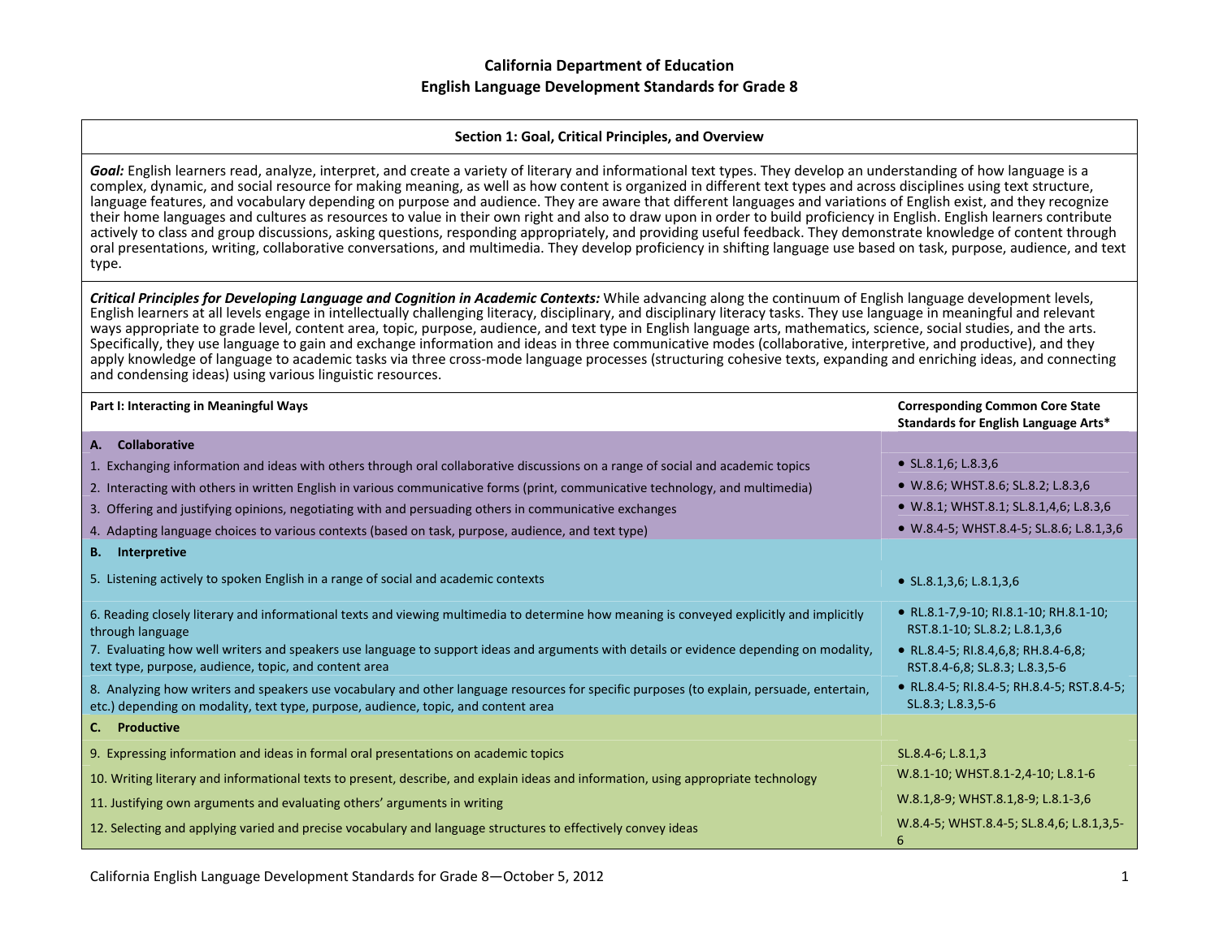# California Department of Education
# English Language Development Standards for Grade 8

## Section 1: Goal, Critical Principles, and Overview

***Goal:*** English learners read, analyze, interpret, and create a variety of literary and informational text types. They develop an understanding of how language is a complex, dynamic, and social resource for making meaning, as well as how content is organized in different text types and across disciplines using text structure, language features, and vocabulary depending on purpose and audience. They are aware that different languages and variations of English exist, and they recognize their home languages and cultures as resources to value in their own right and also to draw upon in order to build proficiency in English. English learners contribute actively to class and group discussions, asking questions, responding appropriately, and providing useful feedback. They demonstrate knowledge of content through oral presentations, writing, collaborative conversations, and multimedia. They develop proficiency in shifting language use based on task, purpose, audience, and text type.

***Critical Principles for Developing Language and Cognition in Academic Contexts:*** While advancing along the continuum of English language development levels, English learners at all levels engage in intellectually challenging literacy, disciplinary, and disciplinary literacy tasks. They use language in meaningful and relevant ways appropriate to grade level, content area, topic, purpose, audience, and text type in English language arts, mathematics, science, social studies, and the arts. Specifically, they use language to gain and exchange information and ideas in three communicative modes (collaborative, interpretive, and productive), and they apply knowledge of language to academic tasks via three cross-mode language processes (structuring cohesive texts, expanding and enriching ideas, and connecting and condensing ideas) using various linguistic resources.

| Part I: Interacting in Meaningful Ways | Corresponding Common Core State Standards for English Language Arts* |
|---|---|
| **A. Collaborative** | |
| 1. Exchanging information and ideas with others through oral collaborative discussions on a range of social and academic topics | • SL.8.1,6; L.8.3,6 |
| 2. Interacting with others in written English in various communicative forms (print, communicative technology, and multimedia) | • W.8.6; WHST.8.6; SL.8.2; L.8.3,6 |
| 3. Offering and justifying opinions, negotiating with and persuading others in communicative exchanges | • W.8.1; WHST.8.1; SL.8.1,4,6; L.8.3,6 |
| 4. Adapting language choices to various contexts (based on task, purpose, audience, and text type) | • W.8.4-5; WHST.8.4-5; SL.8.6; L.8.1,3,6 |
| **B. Interpretive** | |
| 5. Listening actively to spoken English in a range of social and academic contexts | • SL.8.1,3,6; L.8.1,3,6 |
| 6. Reading closely literary and informational texts and viewing multimedia to determine how meaning is conveyed explicitly and implicitly through language | • RL.8.1-7,9-10; RI.8.1-10; RH.8.1-10; RST.8.1-10; SL.8.2; L.8.1,3,6 |
| 7. Evaluating how well writers and speakers use language to support ideas and arguments with details or evidence depending on modality, text type, purpose, audience, topic, and content area | • RL.8.4-5; RI.8.4,6,8; RH.8.4-6,8; RST.8.4-6,8; SL.8.3; L.8.3,5-6 |
| 8. Analyzing how writers and speakers use vocabulary and other language resources for specific purposes (to explain, persuade, entertain, etc.) depending on modality, text type, purpose, audience, topic, and content area | • RL.8.4-5; RI.8.4-5; RH.8.4-5; RST.8.4-5; SL.8.3; L.8.3,5-6 |
| **C. Productive** | |
| 9. Expressing information and ideas in formal oral presentations on academic topics | SL.8.4-6; L.8.1,3 |
| 10. Writing literary and informational texts to present, describe, and explain ideas and information, using appropriate technology | W.8.1-10; WHST.8.1-2,4-10; L.8.1-6 |
| 11. Justifying own arguments and evaluating others' arguments in writing | W.8.1,8-9; WHST.8.1,8-9; L.8.1-3,6 |
| 12. Selecting and applying varied and precise vocabulary and language structures to effectively convey ideas | W.8.4-5; WHST.8.4-5; SL.8.4,6; L.8.1,3,5-6 |

California English Language Development Standards for Grade 8—October 5, 2012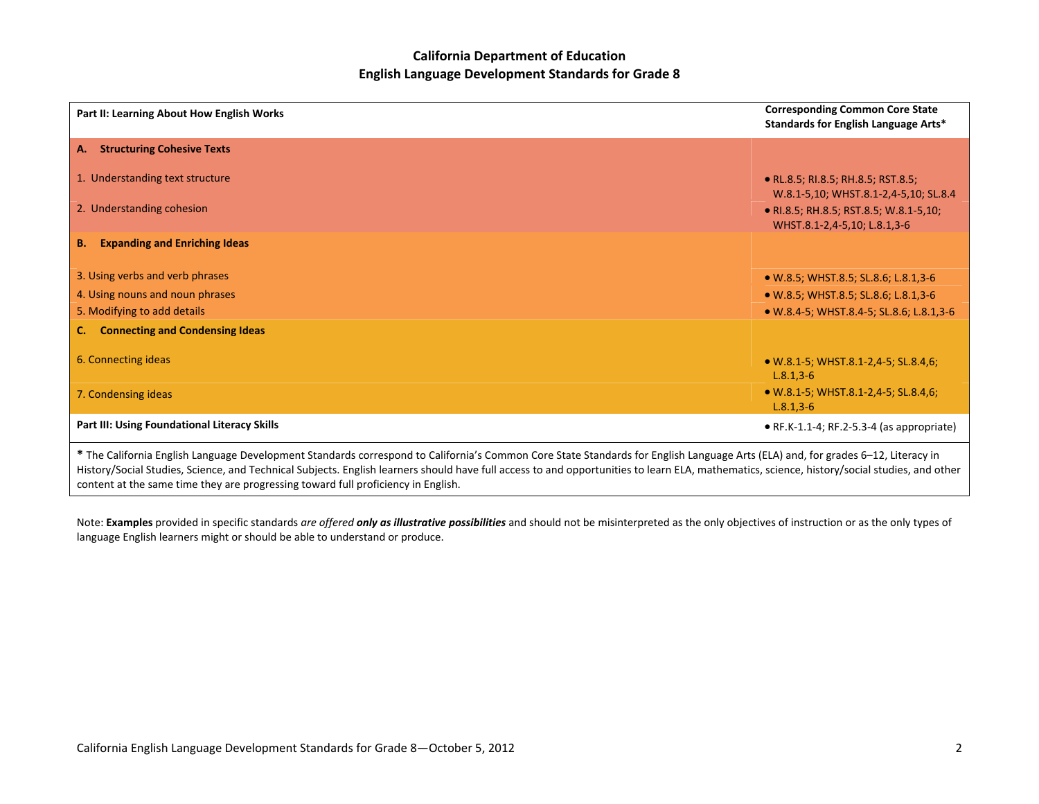## California Department of Education
## English Language Development Standards for Grade 8

| Part II: Learning About How English Works | Corresponding Common Core State Standards for English Language Arts* |
|---|---|
| **A. Structuring Cohesive Texts** | |
| 1. Understanding text structure | • RL.8.5; RI.8.5; RH.8.5; RST.8.5; W.8.1-5,10; WHST.8.1-2,4-5,10; SL.8.4 |
| 2. Understanding cohesion | • RI.8.5; RH.8.5; RST.8.5; W.8.1-5,10; WHST.8.1-2,4-5,10; L.8.1,3-6 |
| **B. Expanding and Enriching Ideas** | |
| 3. Using verbs and verb phrases | • W.8.5; WHST.8.5; SL.8.6; L.8.1,3-6 |
| 4. Using nouns and noun phrases | • W.8.5; WHST.8.5; SL.8.6; L.8.1,3-6 |
| 5. Modifying to add details | • W.8.4-5; WHST.8.4-5; SL.8.6; L.8.1,3-6 |
| **C. Connecting and Condensing Ideas** | |
| 6. Connecting ideas | • W.8.1-5; WHST.8.1-2,4-5; SL.8.4,6; L.8.1,3-6 |
| 7. Condensing ideas | • W.8.1-5; WHST.8.1-2,4-5; SL.8.4,6; L.8.1,3-6 |
| **Part III: Using Foundational Literacy Skills** | • RF.K-1.1-4; RF.2-5.3-4 (as appropriate) |

**\*** The California English Language Development Standards correspond to California's Common Core State Standards for English Language Arts (ELA) and, for grades 6–12, Literacy in History/Social Studies, Science, and Technical Subjects. English learners should have full access to and opportunities to learn ELA, mathematics, science, history/social studies, and other content at the same time they are progressing toward full proficiency in English.

Note: **Examples** provided in specific standards *are offered* ***only as illustrative possibilities*** and should not be misinterpreted as the only objectives of instruction or as the only types of language English learners might or should be able to understand or produce.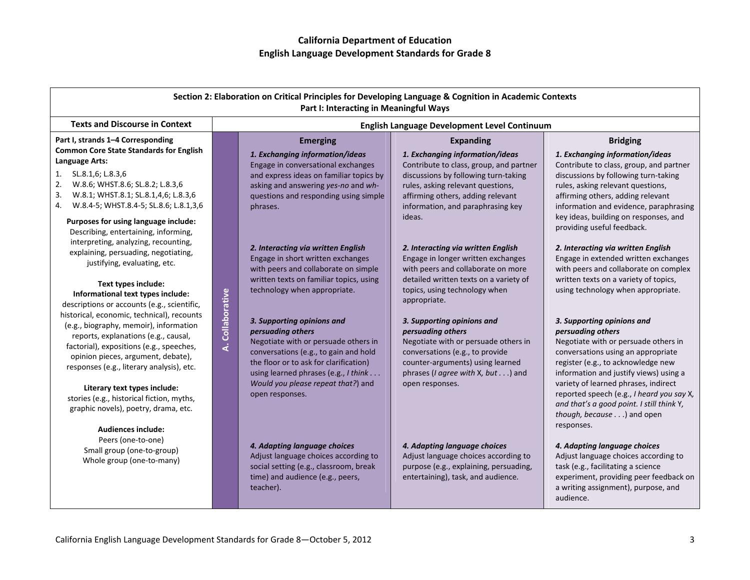## California Department of Education
## English Language Development Standards for Grade 8

| Section 2: Elaboration on Critical Principles for Developing Language & Cognition in Academic Contexts<br>Part I: Interacting in Meaningful Ways | | | | |
|---|---|---|---|---|
| **Texts and Discourse in Context** | **English Language Development Level Continuum** | | | |
| | | **Emerging** | **Expanding** | **Bridging** |
| **Part I, strands 1–4 Corresponding Common Core State Standards for English Language Arts:**<br>1. SL.8.1,6; L.8.3,6<br>2. W.8.6; WHST.8.6; SL.8.2; L.8.3,6<br>3. W.8.1; WHST.8.1; SL.8.1,4,6; L.8.3,6<br>4. W.8.4-5; WHST.8.4-5; SL.8.6; L.8.1,3,6<br><br>**Purposes for using language include:** Describing, entertaining, informing, interpreting, analyzing, recounting, explaining, persuading, negotiating, justifying, evaluating, etc. | A. Collaborative | ***1. Exchanging information/ideas***<br>Engage in conversational exchanges and express ideas on familiar topics by asking and answering *yes-no* and *wh-* questions and responding using simple phrases. | ***1. Exchanging information/ideas***<br>Contribute to class, group, and partner discussions by following turn-taking rules, asking relevant questions, affirming others, adding relevant information, and paraphrasing key ideas. | ***1. Exchanging information/ideas***<br>Contribute to class, group, and partner discussions by following turn-taking rules, asking relevant questions, affirming others, adding relevant information and evidence, paraphrasing key ideas, building on responses, and providing useful feedback. |
| **Text types include:**<br>**Informational text types include:** descriptions or accounts (e.g., scientific, historical, economic, technical), recounts (e.g., biography, memoir), information reports, explanations (e.g., causal, factorial), expositions (e.g., speeches, opinion pieces, argument, debate), responses (e.g., literary analysis), etc. | A. Collaborative | ***2. Interacting via written English***<br>Engage in short written exchanges with peers and collaborate on simple written texts on familiar topics, using technology when appropriate. | ***2. Interacting via written English***<br>Engage in longer written exchanges with peers and collaborate on more detailed written texts on a variety of topics, using technology when appropriate. | ***2. Interacting via written English***<br>Engage in extended written exchanges with peers and collaborate on complex written texts on a variety of topics, using technology when appropriate. |
| **Literary text types include:** stories (e.g., historical fiction, myths, graphic novels), poetry, drama, etc. | A. Collaborative | ***3. Supporting opinions and persuading others***<br>Negotiate with or persuade others in conversations (e.g., to gain and hold the floor or to ask for clarification) using learned phrases (e.g., *I think . . . Would you please repeat that?*) and open responses. | ***3. Supporting opinions and persuading others***<br>Negotiate with or persuade others in conversations (e.g., to provide counter-arguments) using learned phrases (*I agree with* X, *but . . .*) and open responses. | ***3. Supporting opinions and persuading others***<br>Negotiate with or persuade others in conversations using an appropriate register (e.g., to acknowledge new information and justify views) using a variety of learned phrases, indirect reported speech (e.g., *I heard you say* X, *and that's a good point. I still think* Y, *though, because . . .*) and open responses. |
| **Audiences include:**<br>Peers (one-to-one)<br>Small group (one-to-group)<br>Whole group (one-to-many) | A. Collaborative | ***4. Adapting language choices***<br>Adjust language choices according to social setting (e.g., classroom, break time) and audience (e.g., peers, teacher). | ***4. Adapting language choices***<br>Adjust language choices according to purpose (e.g., explaining, persuading, entertaining), task, and audience. | ***4. Adapting language choices***<br>Adjust language choices according to task (e.g., facilitating a science experiment, providing peer feedback on a writing assignment), purpose, and audience. |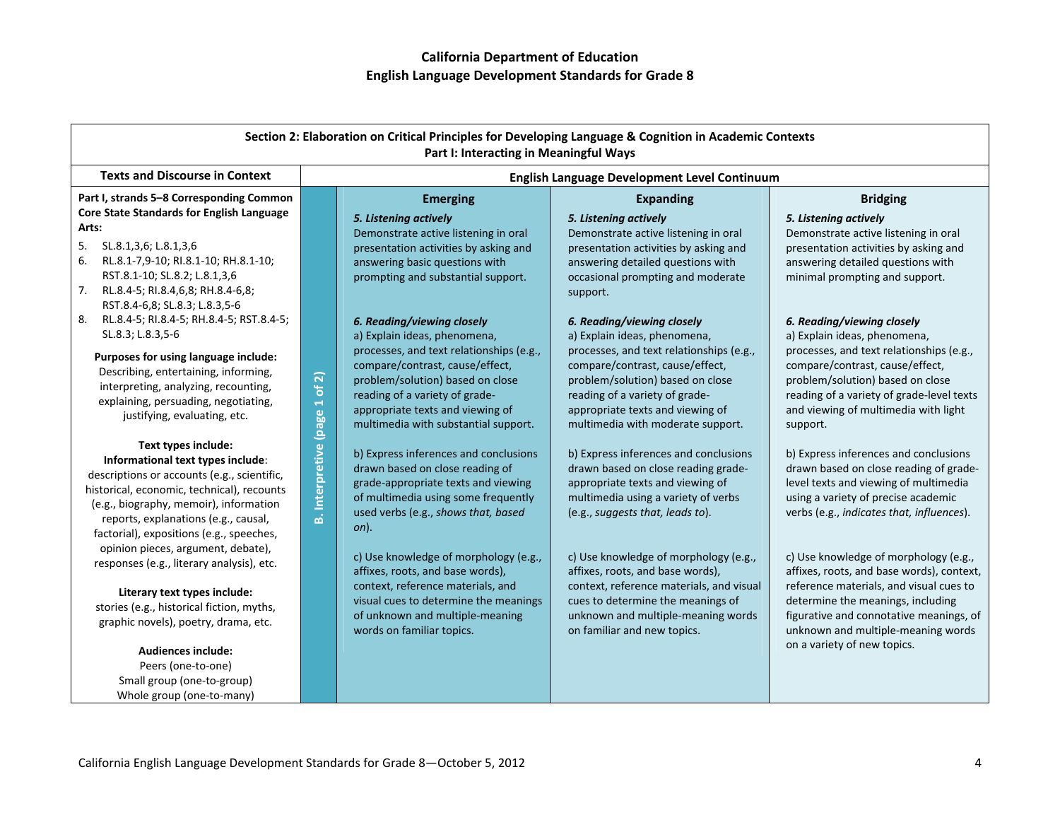# California Department of Education
## English Language Development Standards for Grade 8

| Section 2: Elaboration on Critical Principles for Developing Language & Cognition in Academic Contexts<br>Part I: Interacting in Meaningful Ways | | | | |
|---|---|---|---|---|
| **Texts and Discourse in Context** | **English Language Development Level Continuum** | | | |
| **Part I, strands 5–8 Corresponding Common Core State Standards for English Language Arts:**<br>5. SL.8.1,3,6; L.8.1,3,6<br>6. RL.8.1-7,9-10; RI.8.1-10; RH.8.1-10; RST.8.1-10; SL.8.2; L.8.1,3,6<br>7. RL.8.4-5; RI.8.4,6,8; RH.8.4-6,8; RST.8.4-6,8; SL.8.3; L.8.3,5-6<br>8. RL.8.4-5; RI.8.4-5; RH.8.4-5; RST.8.4-5; SL.8.3; L.8.3,5-6<br><br>**Purposes for using language include:** Describing, entertaining, informing, interpreting, analyzing, recounting, explaining, persuading, negotiating, justifying, evaluating, etc.<br><br>**Text types include:**<br>**Informational text types include**: descriptions or accounts (e.g., scientific, historical, economic, technical), recounts (e.g., biography, memoir), information reports, explanations (e.g., causal, factorial), expositions (e.g., speeches, opinion pieces, argument, debate), responses (e.g., literary analysis), etc.<br><br>**Literary text types include:** stories (e.g., historical fiction, myths, graphic novels), poetry, drama, etc.<br><br>**Audiences include:**<br>Peers (one-to-one)<br>Small group (one-to-group)<br>Whole group (one-to-many) | **B. Interpretive (page 1 of 2)** | **Emerging**<br><br>***5. Listening actively***<br>Demonstrate active listening in oral presentation activities by asking and answering basic questions with prompting and substantial support.<br><br>***6. Reading/viewing closely***<br>a) Explain ideas, phenomena, processes, and text relationships (e.g., compare/contrast, cause/effect, problem/solution) based on close reading of a variety of grade-appropriate texts and viewing of multimedia with substantial support.<br><br>b) Express inferences and conclusions drawn based on close reading of grade-appropriate texts and viewing of multimedia using some frequently used verbs (e.g., *shows that, based on*).<br><br>c) Use knowledge of morphology (e.g., affixes, roots, and base words), context, reference materials, and visual cues to determine the meanings of unknown and multiple-meaning words on familiar topics. | **Expanding**<br><br>***5. Listening actively***<br>Demonstrate active listening in oral presentation activities by asking and answering detailed questions with occasional prompting and moderate support.<br><br>***6. Reading/viewing closely***<br>a) Explain ideas, phenomena, processes, and text relationships (e.g., compare/contrast, cause/effect, problem/solution) based on close reading of a variety of grade-appropriate texts and viewing of multimedia with moderate support.<br><br>b) Express inferences and conclusions drawn based on close reading grade-appropriate texts and viewing of multimedia using a variety of verbs (e.g., *suggests that, leads to*).<br><br>c) Use knowledge of morphology (e.g., affixes, roots, and base words), context, reference materials, and visual cues to determine the meanings of unknown and multiple-meaning words on familiar and new topics. | **Bridging**<br><br>***5. Listening actively***<br>Demonstrate active listening in oral presentation activities by asking and answering detailed questions with minimal prompting and support.<br><br>***6. Reading/viewing closely***<br>a) Explain ideas, phenomena, processes, and text relationships (e.g., compare/contrast, cause/effect, problem/solution) based on close reading of a variety of grade-level texts and viewing of multimedia with light support.<br><br>b) Express inferences and conclusions drawn based on close reading of grade-level texts and viewing of multimedia using a variety of precise academic verbs (e.g., *indicates that, influences*).<br><br>c) Use knowledge of morphology (e.g., affixes, roots, and base words), context, reference materials, and visual cues to determine the meanings, including figurative and connotative meanings, of unknown and multiple-meaning words on a variety of new topics. |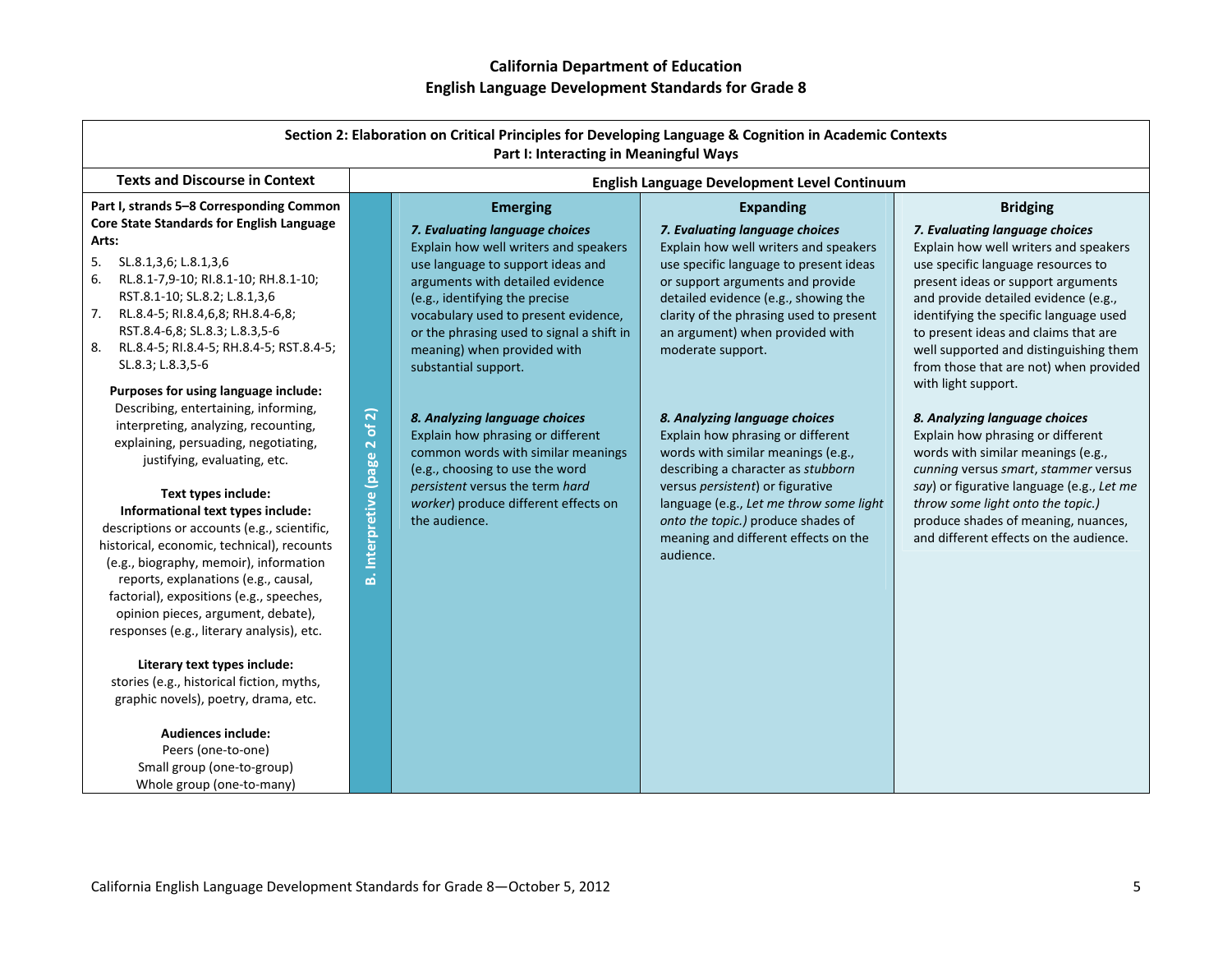# California Department of Education
## English Language Development Standards for Grade 8

| Section 2: Elaboration on Critical Principles for Developing Language & Cognition in Academic Contexts<br>Part I: Interacting in Meaningful Ways | | | | |
|---|---|---|---|---|
| **Texts and Discourse in Context** | | **English Language Development Level Continuum** | | |
| **Part I, strands 5–8 Corresponding Common Core State Standards for English Language Arts:**<br>5. SL.8.1,3,6; L.8.1,3,6<br>6. RL.8.1-7,9-10; RI.8.1-10; RH.8.1-10; RST.8.1-10; SL.8.2; L.8.1,3,6<br>7. RL.8.4-5; RI.8.4,6,8; RH.8.4-6,8; RST.8.4-6,8; SL.8.3; L.8.3,5-6<br>8. RL.8.4-5; RI.8.4-5; RH.8.4-5; RST.8.4-5; SL.8.3; L.8.3,5-6<br><br>**Purposes for using language include:**<br>Describing, entertaining, informing, interpreting, analyzing, recounting, explaining, persuading, negotiating, justifying, evaluating, etc.<br><br>**Text types include:**<br>**Informational text types include:**<br>descriptions or accounts (e.g., scientific, historical, economic, technical), recounts (e.g., biography, memoir), information reports, explanations (e.g., causal, factorial), expositions (e.g., speeches, opinion pieces, argument, debate), responses (e.g., literary analysis), etc.<br><br>**Literary text types include:**<br>stories (e.g., historical fiction, myths, graphic novels), poetry, drama, etc.<br><br>**Audiences include:**<br>Peers (one-to-one)<br>Small group (one-to-group)<br>Whole group (one-to-many) | **B. Interpretive (page 2 of 2)** | **Emerging**<br><br>***7. Evaluating language choices***<br>Explain how well writers and speakers use language to support ideas and arguments with detailed evidence (e.g., identifying the precise vocabulary used to present evidence, or the phrasing used to signal a shift in meaning) when provided with substantial support.<br><br>***8. Analyzing language choices***<br>Explain how phrasing or different common words with similar meanings (e.g., choosing to use the word *persistent* versus the term *hard worker*) produce different effects on the audience. | **Expanding**<br><br>***7. Evaluating language choices***<br>Explain how well writers and speakers use specific language to present ideas or support arguments and provide detailed evidence (e.g., showing the clarity of the phrasing used to present an argument) when provided with moderate support.<br><br>***8. Analyzing language choices***<br>Explain how phrasing or different words with similar meanings (e.g., describing a character as *stubborn* versus *persistent*) or figurative language (e.g., *Let me throw some light onto the topic.*) produce shades of meaning and different effects on the audience. | **Bridging**<br><br>***7. Evaluating language choices***<br>Explain how well writers and speakers use specific language resources to present ideas or support arguments and provide detailed evidence (e.g., identifying the specific language used to present ideas and claims that are well supported and distinguishing them from those that are not) when provided with light support.<br><br>***8. Analyzing language choices***<br>Explain how phrasing or different words with similar meanings (e.g., *cunning* versus *smart*, *stammer* versus *say*) or figurative language (e.g., *Let me throw some light onto the topic.)* produce shades of meaning, nuances, and different effects on the audience. |

California English Language Development Standards for Grade 8—October 5, 2012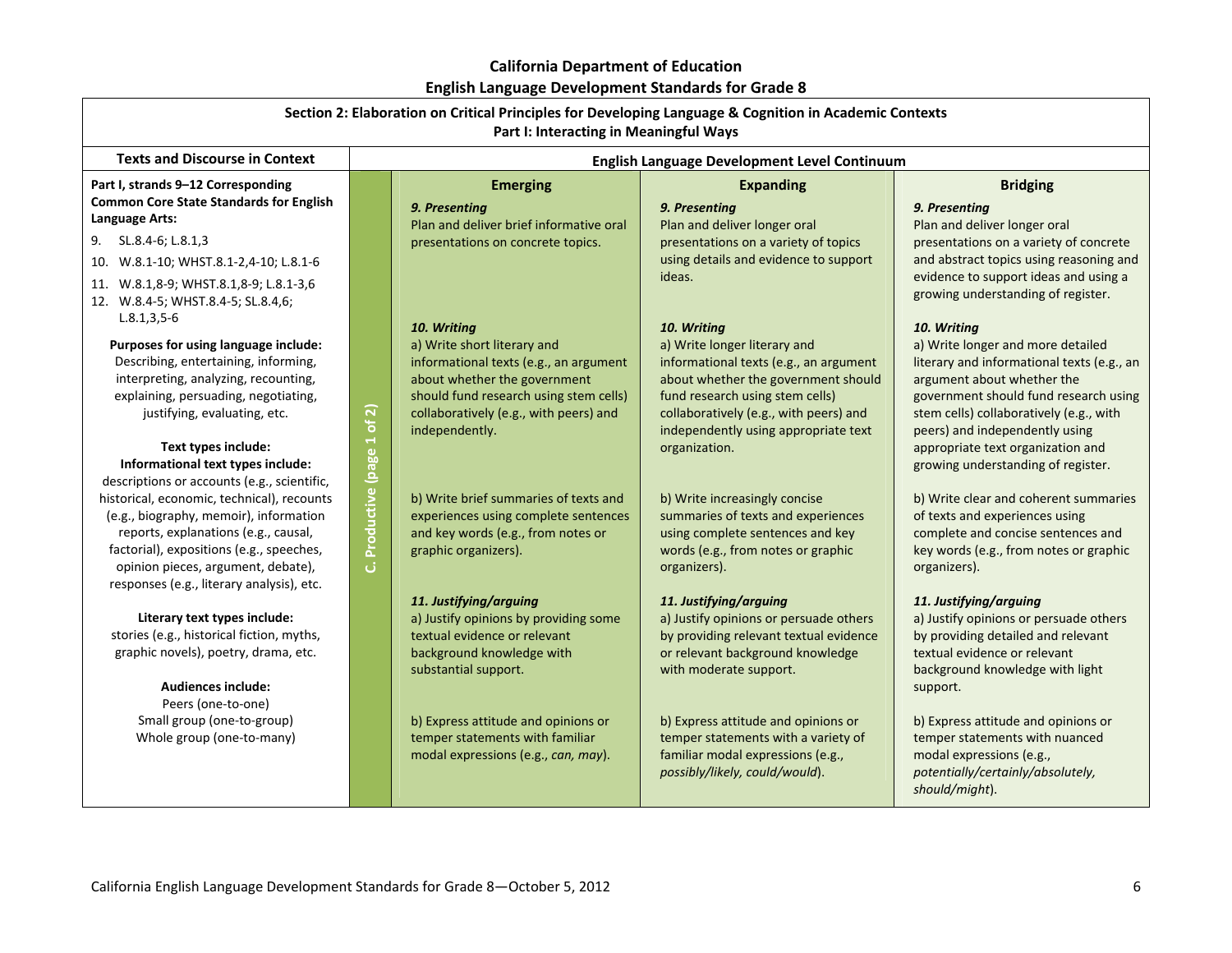# California Department of Education
## English Language Development Standards for Grade 8

### Section 2: Elaboration on Critical Principles for Developing Language & Cognition in Academic Contexts
### Part I: Interacting in Meaningful Ways

| Texts and Discourse in Context | | English Language Development Level Continuum | | |
|---|---|---|---|---|
| | | **Emerging** | **Expanding** | **Bridging** |
| **Part I, strands 9–12 Corresponding Common Core State Standards for English Language Arts:**<br>9. SL.8.4-6; L.8.1,3<br>10. W.8.1-10; WHST.8.1-2,4-10; L.8.1-6<br>11. W.8.1,8-9; WHST.8.1,8-9; L.8.1-3,6<br>12. W.8.4-5; WHST.8.4-5; SL.8.4,6; L.8.1,3,5-6 | C. Productive (page 1 of 2) | ***9. Presenting***<br>Plan and deliver brief informative oral presentations on concrete topics. | ***9. Presenting***<br>Plan and deliver longer oral presentations on a variety of topics using details and evidence to support ideas. | ***9. Presenting***<br>Plan and deliver longer oral presentations on a variety of concrete and abstract topics using reasoning and evidence to support ideas and using a growing understanding of register. |
| **Purposes for using language include:**<br>Describing, entertaining, informing, interpreting, analyzing, recounting, explaining, persuading, negotiating, justifying, evaluating, etc. | | ***10. Writing***<br>a) Write short literary and informational texts (e.g., an argument about whether the government should fund research using stem cells) collaboratively (e.g., with peers) and independently. | ***10. Writing***<br>a) Write longer literary and informational texts (e.g., an argument about whether the government should fund research using stem cells) collaboratively (e.g., with peers) and independently using appropriate text organization. | ***10. Writing***<br>a) Write longer and more detailed literary and informational texts (e.g., an argument about whether the government should fund research using stem cells) collaboratively (e.g., with peers) and independently using appropriate text organization and growing understanding of register. |
| **Text types include:**<br>**Informational text types include:**<br>descriptions or accounts (e.g., scientific, historical, economic, technical), recounts (e.g., biography, memoir), information reports, explanations (e.g., causal, factorial), expositions (e.g., speeches, opinion pieces, argument, debate), responses (e.g., literary analysis), etc. | | b) Write brief summaries of texts and experiences using complete sentences and key words (e.g., from notes or graphic organizers). | b) Write increasingly concise summaries of texts and experiences using complete sentences and key words (e.g., from notes or graphic organizers). | b) Write clear and coherent summaries of texts and experiences using complete and concise sentences and key words (e.g., from notes or graphic organizers). |
| **Literary text types include:**<br>stories (e.g., historical fiction, myths, graphic novels), poetry, drama, etc. | | ***11. Justifying/arguing***<br>a) Justify opinions by providing some textual evidence or relevant background knowledge with substantial support. | ***11. Justifying/arguing***<br>a) Justify opinions or persuade others by providing relevant textual evidence or relevant background knowledge with moderate support. | ***11. Justifying/arguing***<br>a) Justify opinions or persuade others by providing detailed and relevant textual evidence or relevant background knowledge with light support. |
| **Audiences include:**<br>Peers (one-to-one)<br>Small group (one-to-group)<br>Whole group (one-to-many) | | b) Express attitude and opinions or temper statements with familiar modal expressions (e.g., *can, may*). | b) Express attitude and opinions or temper statements with a variety of familiar modal expressions (e.g., *possibly/likely, could/would*). | b) Express attitude and opinions or temper statements with nuanced modal expressions (e.g., *potentially/certainly/absolutely, should/might*). |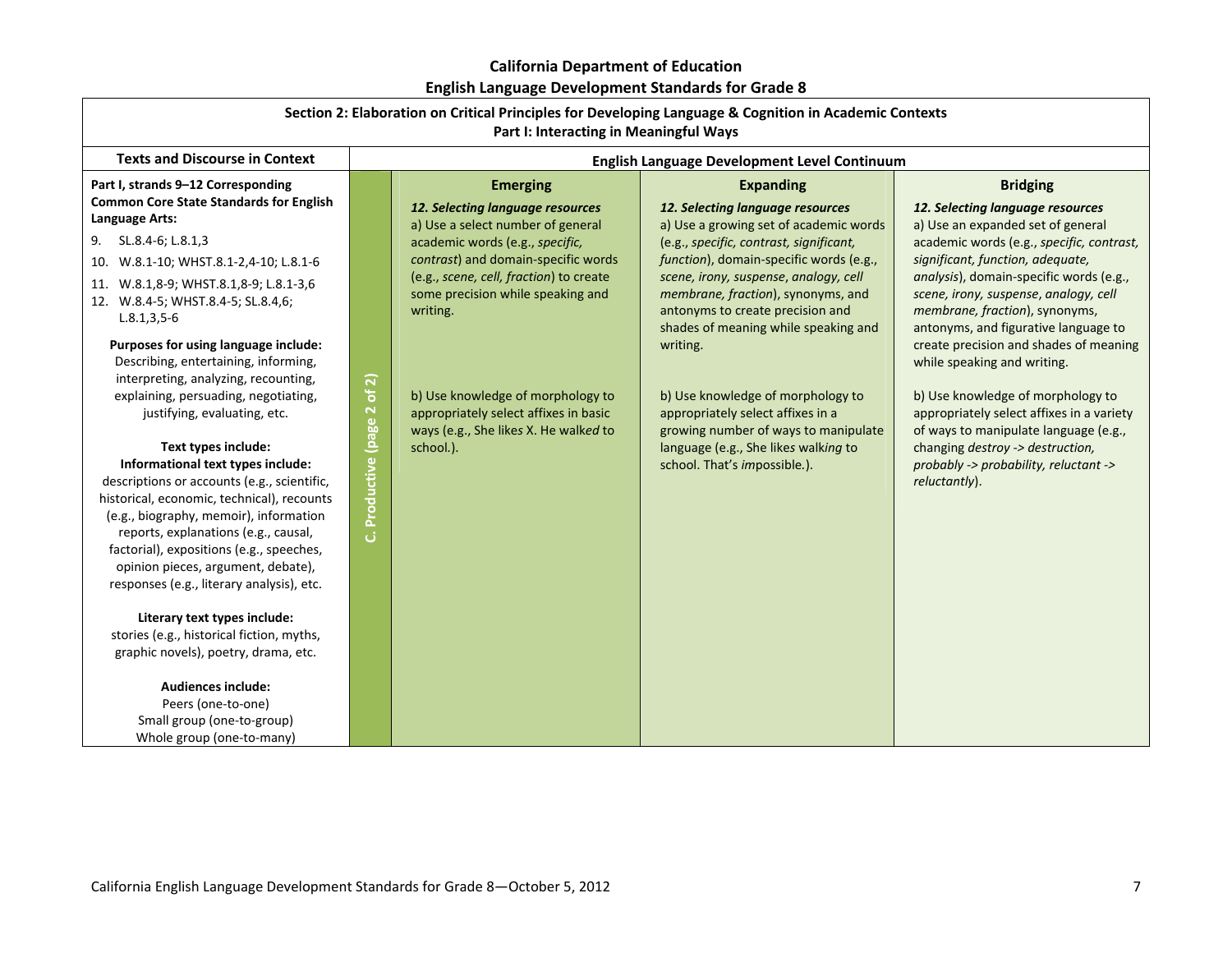## California Department of Education
## English Language Development Standards for Grade 8

### Section 2: Elaboration on Critical Principles for Developing Language & Cognition in Academic Contexts
### Part I: Interacting in Meaningful Ways

| Texts and Discourse in Context | | English Language Development Level Continuum | | |
|---|---|---|---|---|
| | | **Emerging** | **Expanding** | **Bridging** |
| **Part I, strands 9–12 Corresponding Common Core State Standards for English Language Arts:**<br>9. SL.8.4-6; L.8.1,3<br>10. W.8.1-10; WHST.8.1-2,4-10; L.8.1-6<br>11. W.8.1,8-9; WHST.8.1,8-9; L.8.1-3,6<br>12. W.8.4-5; WHST.8.4-5; SL.8.4,6; L.8.1,3,5-6<br><br>**Purposes for using language include:** Describing, entertaining, informing, interpreting, analyzing, recounting, explaining, persuading, negotiating, justifying, evaluating, etc.<br><br>**Text types include:**<br>**Informational text types include:** descriptions or accounts (e.g., scientific, historical, economic, technical), recounts (e.g., biography, memoir), information reports, explanations (e.g., causal, factorial), expositions (e.g., speeches, opinion pieces, argument, debate), responses (e.g., literary analysis), etc.<br><br>**Literary text types include:** stories (e.g., historical fiction, myths, graphic novels), poetry, drama, etc.<br><br>**Audiences include:**<br>Peers (one-to-one)<br>Small group (one-to-group)<br>Whole group (one-to-many) | **C. Productive (page 2 of 2)** | ***12. Selecting language resources***<br>a) Use a select number of general academic words (e.g., *specific, contrast*) and domain-specific words (e.g., *scene, cell, fraction*) to create some precision while speaking and writing.<br><br>b) Use knowledge of morphology to appropriately select affixes in basic ways (e.g., She like*s* X. He walk*ed* to school.). | ***12. Selecting language resources***<br>a) Use a growing set of academic words (e.g., *specific, contrast, significant, function*), domain-specific words (e.g., *scene, irony, suspense*, *analogy, cell membrane, fraction*), synonyms, and antonyms to create precision and shades of meaning while speaking and writing.<br><br>b) Use knowledge of morphology to appropriately select affixes in a growing number of ways to manipulate language (e.g., She like*s* walk*ing* to school. That's *im*possible.). | ***12. Selecting language resources***<br>a) Use an expanded set of general academic words (e.g., *specific, contrast, significant, function, adequate, analysis*), domain-specific words (e.g., *scene, irony, suspense*, *analogy, cell membrane, fraction*), synonyms, antonyms, and figurative language to create precision and shades of meaning while speaking and writing.<br><br>b) Use knowledge of morphology to appropriately select affixes in a variety of ways to manipulate language (e.g., changing *destroy -> destruction, probably -> probability, reluctant -> reluctantly*). |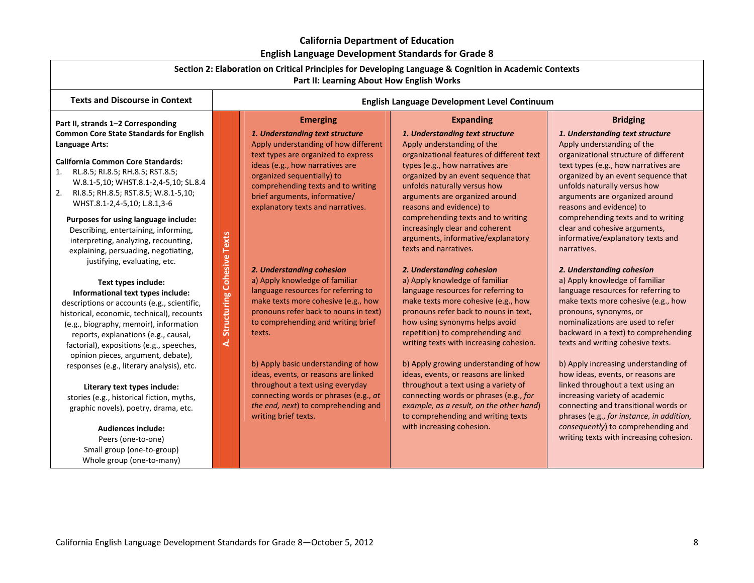# California Department of Education
## English Language Development Standards for Grade 8

### Section 2: Elaboration on Critical Principles for Developing Language & Cognition in Academic Contexts
### Part II: Learning About How English Works

| Texts and Discourse in Context | | English Language Development Level Continuum | | |
|---|---|---|---|---|
| | | **Emerging** | **Expanding** | **Bridging** |
| **Part II, strands 1–2 Corresponding Common Core State Standards for English Language Arts:**<br><br>**California Common Core Standards:**<br>1. RL.8.5; RI.8.5; RH.8.5; RST.8.5; W.8.1-5,10; WHST.8.1-2,4-5,10; SL.8.4<br>2. RI.8.5; RH.8.5; RST.8.5; W.8.1-5,10; WHST.8.1-2,4-5,10; L.8.1,3-6<br><br>**Purposes for using language include:** Describing, entertaining, informing, interpreting, analyzing, recounting, explaining, persuading, negotiating, justifying, evaluating, etc.<br><br>**Text types include:**<br>**Informational text types include:** descriptions or accounts (e.g., scientific, historical, economic, technical), recounts (e.g., biography, memoir), information reports, explanations (e.g., causal, factorial), expositions (e.g., speeches, opinion pieces, argument, debate), responses (e.g., literary analysis), etc.<br><br>**Literary text types include:** stories (e.g., historical fiction, myths, graphic novels), poetry, drama, etc.<br><br>**Audiences include:**<br>Peers (one-to-one)<br>Small group (one-to-group)<br>Whole group (one-to-many) | **A. Structuring Cohesive Texts** | ***1. Understanding text structure***<br>Apply understanding of how different text types are organized to express ideas (e.g., how narratives are organized sequentially) to comprehending texts and to writing brief arguments, informative/explanatory texts and narratives.<br><br>***2. Understanding cohesion***<br>a) Apply knowledge of familiar language resources for referring to make texts more cohesive (e.g., how pronouns refer back to nouns in text) to comprehending and writing brief texts.<br><br>b) Apply basic understanding of how ideas, events, or reasons are linked throughout a text using everyday connecting words or phrases (e.g., *at the end, next*) to comprehending and writing brief texts. | ***1. Understanding text structure***<br>Apply understanding of the organizational features of different text types (e.g., how narratives are organized by an event sequence that unfolds naturally versus how arguments are organized around reasons and evidence) to comprehending texts and to writing increasingly clear and coherent arguments, informative/explanatory texts and narratives.<br><br>***2. Understanding cohesion***<br>a) Apply knowledge of familiar language resources for referring to make texts more cohesive (e.g., how pronouns refer back to nouns in text, how using synonyms helps avoid repetition) to comprehending and writing texts with increasing cohesion.<br><br>b) Apply growing understanding of how ideas, events, or reasons are linked throughout a text using a variety of connecting words or phrases (e.g., *for example, as a result, on the other hand*) to comprehending and writing texts with increasing cohesion. | ***1. Understanding text structure***<br>Apply understanding of the organizational structure of different text types (e.g., how narratives are organized by an event sequence that unfolds naturally versus how arguments are organized around reasons and evidence) to comprehending texts and to writing clear and cohesive arguments, informative/explanatory texts and narratives.<br><br>***2. Understanding cohesion***<br>a) Apply knowledge of familiar language resources for referring to make texts more cohesive (e.g., how pronouns, synonyms, or nominalizations are used to refer backward in a text) to comprehending texts and writing cohesive texts.<br><br>b) Apply increasing understanding of how ideas, events, or reasons are linked throughout a text using an increasing variety of academic connecting and transitional words or phrases (e.g., *for instance, in addition, consequently*) to comprehending and writing texts with increasing cohesion. |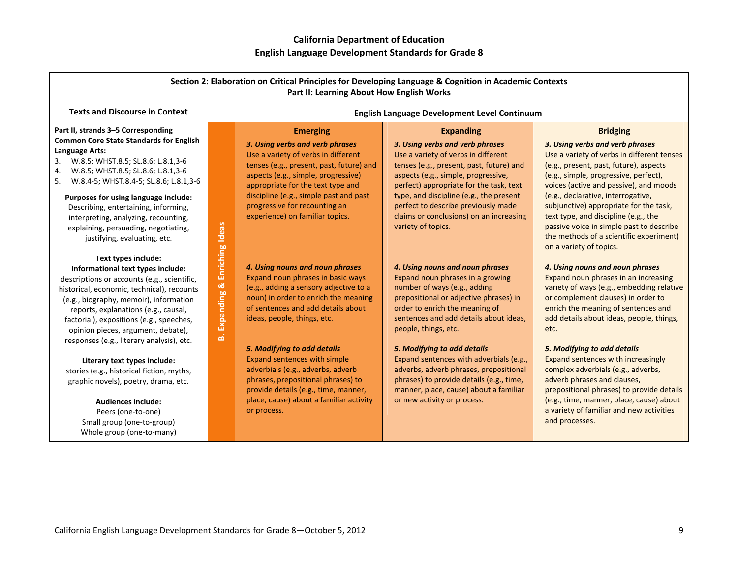# California Department of Education
## English Language Development Standards for Grade 8

| Section 2: Elaboration on Critical Principles for Developing Language & Cognition in Academic Contexts<br>Part II: Learning About How English Works | | | | |
|---|---|---|---|---|
| **Texts and Discourse in Context** | | **English Language Development Level Continuum** | | |
| | | **Emerging** | **Expanding** | **Bridging** |
| **Part II, strands 3–5 Corresponding Common Core State Standards for English Language Arts:**<br>3. W.8.5; WHST.8.5; SL.8.6; L.8.1,3-6<br>4. W.8.5; WHST.8.5; SL.8.6; L.8.1,3-6<br>5. W.8.4-5; WHST.8.4-5; SL.8.6; L.8.1,3-6<br><br>**Purposes for using language include:**<br>Describing, entertaining, informing, interpreting, analyzing, recounting, explaining, persuading, negotiating, justifying, evaluating, etc.<br><br>**Text types include:**<br>**Informational text types include:**<br>descriptions or accounts (e.g., scientific, historical, economic, technical), recounts (e.g., biography, memoir), information reports, explanations (e.g., causal, factorial), expositions (e.g., speeches, opinion pieces, argument, debate), responses (e.g., literary analysis), etc.<br><br>**Literary text types include:**<br>stories (e.g., historical fiction, myths, graphic novels), poetry, drama, etc.<br><br>**Audiences include:**<br>Peers (one-to-one)<br>Small group (one-to-group)<br>Whole group (one-to-many) | **B. Expanding & Enriching Ideas** | ***3. Using verbs and verb phrases***<br>Use a variety of verbs in different tenses (e.g., present, past, future) and aspects (e.g., simple, progressive) appropriate for the text type and discipline (e.g., simple past and past progressive for recounting an experience) on familiar topics.<br><br>***4. Using nouns and noun phrases***<br>Expand noun phrases in basic ways (e.g., adding a sensory adjective to a noun) in order to enrich the meaning of sentences and add details about ideas, people, things, etc.<br><br>***5. Modifying to add details***<br>Expand sentences with simple adverbials (e.g., adverbs, adverb phrases, prepositional phrases) to provide details (e.g., time, manner, place, cause) about a familiar activity or process. | ***3. Using verbs and verb phrases***<br>Use a variety of verbs in different tenses (e.g., present, past, future) and aspects (e.g., simple, progressive, perfect) appropriate for the task, text type, and discipline (e.g., the present perfect to describe previously made claims or conclusions) on an increasing variety of topics.<br><br>***4. Using nouns and noun phrases***<br>Expand noun phrases in a growing number of ways (e.g., adding prepositional or adjective phrases) in order to enrich the meaning of sentences and add details about ideas, people, things, etc.<br><br>***5. Modifying to add details***<br>Expand sentences with adverbials (e.g., adverbs, adverb phrases, prepositional phrases) to provide details (e.g., time, manner, place, cause) about a familiar or new activity or process. | ***3. Using verbs and verb phrases***<br>Use a variety of verbs in different tenses (e.g., present, past, future), aspects (e.g., simple, progressive, perfect), voices (active and passive), and moods (e.g., declarative, interrogative, subjunctive) appropriate for the task, text type, and discipline (e.g., the passive voice in simple past to describe the methods of a scientific experiment) on a variety of topics.<br><br>***4. Using nouns and noun phrases***<br>Expand noun phrases in an increasing variety of ways (e.g., embedding relative or complement clauses) in order to enrich the meaning of sentences and add details about ideas, people, things, etc.<br><br>***5. Modifying to add details***<br>Expand sentences with increasingly complex adverbials (e.g., adverbs, adverb phrases and clauses, prepositional phrases) to provide details (e.g., time, manner, place, cause) about a variety of familiar and new activities and processes. |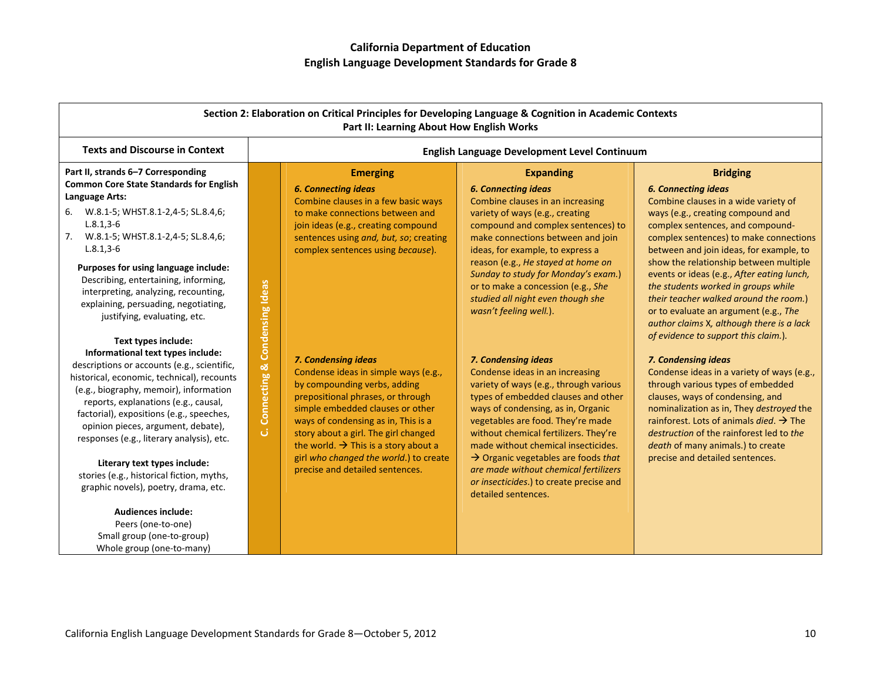# California Department of Education
# English Language Development Standards for Grade 8

| Section 2: Elaboration on Critical Principles for Developing Language & Cognition in Academic Contexts<br>Part II: Learning About How English Works | | | | |
|---|---|---|---|---|
| **Texts and Discourse in Context** | | **English Language Development Level Continuum** | | |
| | | **Emerging** | **Expanding** | **Bridging** |
| **Part II, strands 6–7 Corresponding Common Core State Standards for English Language Arts:**<br>6. W.8.1-5; WHST.8.1-2,4-5; SL.8.4,6; L.8.1,3-6<br>7. W.8.1-5; WHST.8.1-2,4-5; SL.8.4,6; L.8.1,3-6<br><br>**Purposes for using language include:**<br>Describing, entertaining, informing, interpreting, analyzing, recounting, explaining, persuading, negotiating, justifying, evaluating, etc.<br><br>**Text types include:**<br>**Informational text types include:**<br>descriptions or accounts (e.g., scientific, historical, economic, technical), recounts (e.g., biography, memoir), information reports, explanations (e.g., causal, factorial), expositions (e.g., speeches, opinion pieces, argument, debate), responses (e.g., literary analysis), etc.<br><br>**Literary text types include:**<br>stories (e.g., historical fiction, myths, graphic novels), poetry, drama, etc.<br><br>**Audiences include:**<br>Peers (one-to-one)<br>Small group (one-to-group)<br>Whole group (one-to-many) | **C. Connecting & Condensing Ideas** | ***6. Connecting ideas***<br>Combine clauses in a few basic ways to make connections between and join ideas (e.g., creating compound sentences using *and, but, so*; creating complex sentences using *because*).<br><br>***7. Condensing ideas***<br>Condense ideas in simple ways (e.g., by compounding verbs, adding prepositional phrases, or through simple embedded clauses or other ways of condensing as in, This is a story about a girl. The girl changed the world. → This is a story about a girl *who changed the world*.) to create precise and detailed sentences. | ***6. Connecting ideas***<br>Combine clauses in an increasing variety of ways (e.g., creating compound and complex sentences) to make connections between and join ideas, for example, to express a reason (e.g., *He stayed at home on Sunday to study for Monday's exam.*) or to make a concession (e.g., *She studied all night even though she wasn't feeling well.*).<br><br>***7. Condensing ideas***<br>Condense ideas in an increasing variety of ways (e.g., through various types of embedded clauses and other ways of condensing, as in, Organic vegetables are food. They're made without chemical fertilizers. They're made without chemical insecticides. → Organic vegetables are foods *that are made without chemical fertilizers or insecticides*.) to create precise and detailed sentences. | ***6. Connecting ideas***<br>Combine clauses in a wide variety of ways (e.g., creating compound and complex sentences, and compound-complex sentences) to make connections between and join ideas, for example, to show the relationship between multiple events or ideas (e.g., *After eating lunch, the students worked in groups while their teacher walked around the room.*) or to evaluate an argument (e.g., *The author claims X, although there is a lack of evidence to support this claim.*).<br><br>***7. Condensing ideas***<br>Condense ideas in a variety of ways (e.g., through various types of embedded clauses, ways of condensing, and nominalization as in, They *destroyed* the rainforest. Lots of animals *died*. → The *destruction* of the rainforest led to *the death* of many animals.) to create precise and detailed sentences. |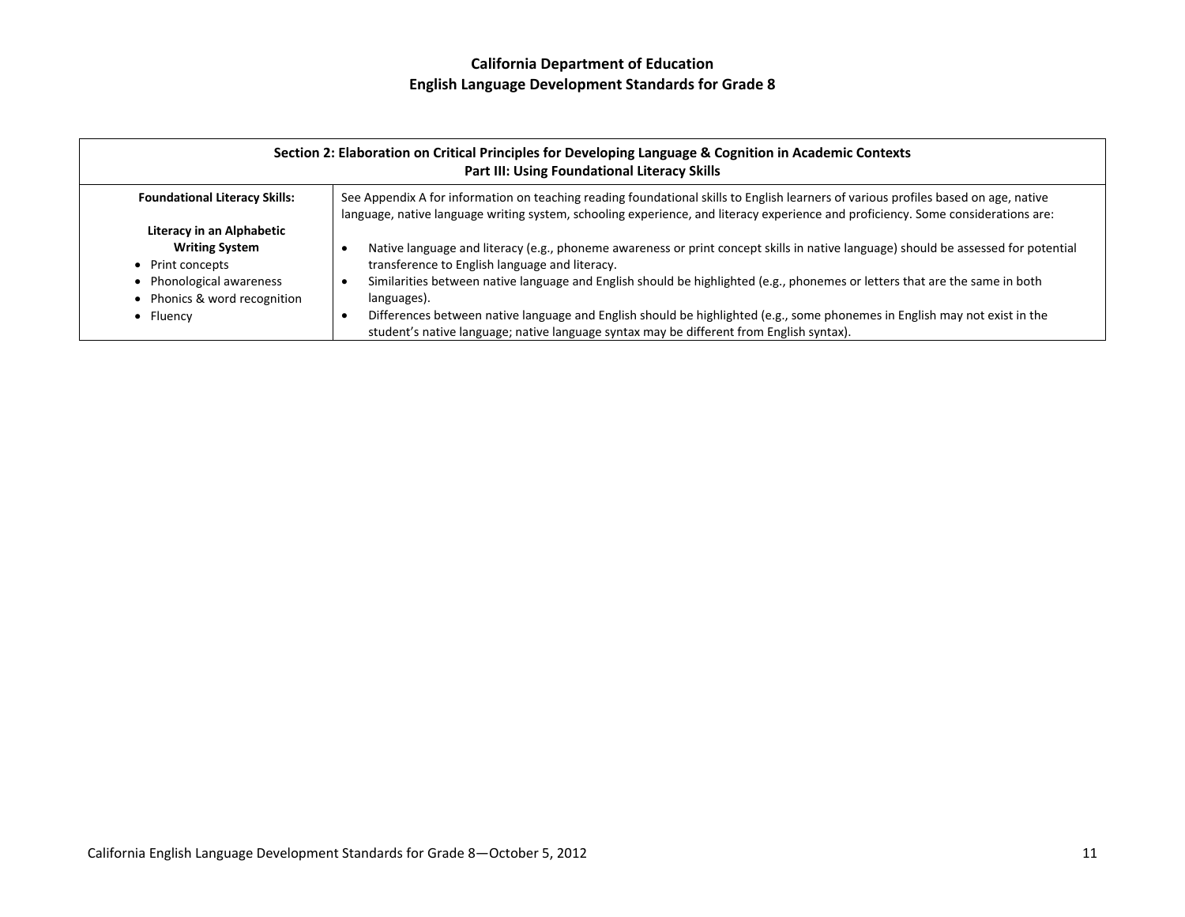# California Department of Education
## English Language Development Standards for Grade 8

| Section 2: Elaboration on Critical Principles for Developing Language & Cognition in Academic Contexts<br>Part III: Using Foundational Literacy Skills | |
|---|---|
| **Foundational Literacy Skills:**<br><br>**Literacy in an Alphabetic Writing System**<br>• Print concepts<br>• Phonological awareness<br>• Phonics & word recognition<br>• Fluency | See Appendix A for information on teaching reading foundational skills to English learners of various profiles based on age, native language, native language writing system, schooling experience, and literacy experience and proficiency. Some considerations are:<br><br>• Native language and literacy (e.g., phoneme awareness or print concept skills in native language) should be assessed for potential transference to English language and literacy.<br>• Similarities between native language and English should be highlighted (e.g., phonemes or letters that are the same in both languages).<br>• Differences between native language and English should be highlighted (e.g., some phonemes in English may not exist in the student's native language; native language syntax may be different from English syntax). |